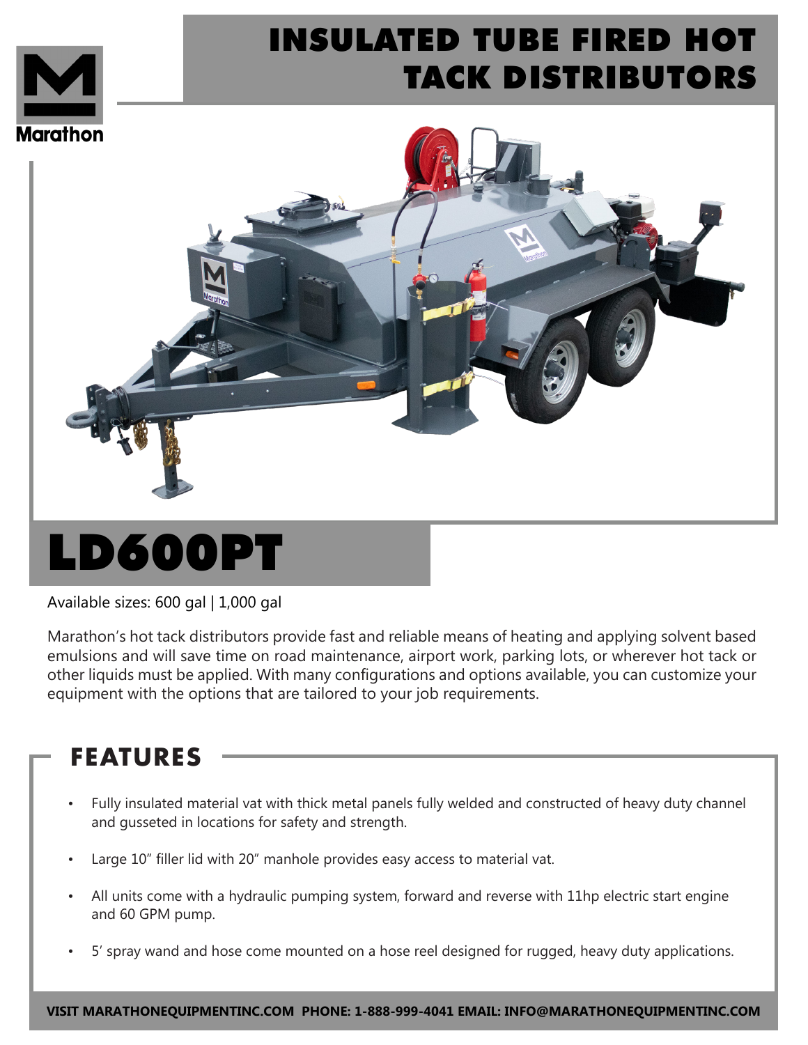# INSULATED TUBE FIRED HOT TACK DISTRIBUTORS

# LD600PT

Available sizes: 600 gal | 1,000 gal

Marathon's hot tack distributors provide fast and reliable means of heating and applying solvent based emulsions and will save time on road maintenance, airport work, parking lots, or wherever hot tack or other liquids must be applied. With many configurations and options available, you can customize your equipment with the options that are tailored to your job requirements.

## FEATURES

- Fully insulated material vat with thick metal panels fully welded and constructed of heavy duty channel and gusseted in locations for safety and strength.
- Large 10" filler lid with 20" manhole provides easy access to material vat.
- All units come with a hydraulic pumping system, forward and reverse with 11hp electric start engine and 60 GPM pump.
- 5' spray wand and hose come mounted on a hose reel designed for rugged, heavy duty applications.

**VISIT MARATHONEQUIPMENTINC.COM PHONE: 1-888-999-4041 EMAIL: INFO@MARATHONEQUIPMENTINC.COM**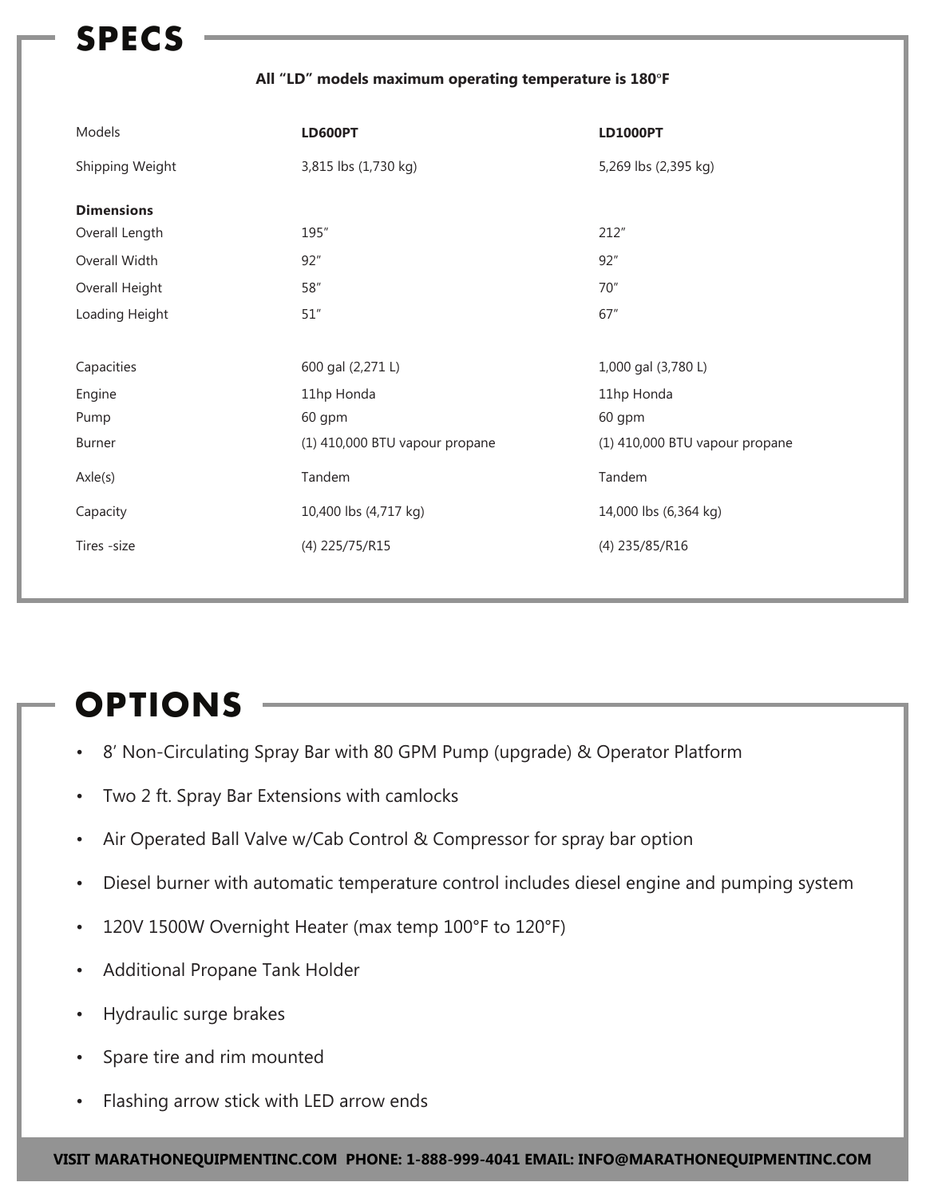## SPECS

**All "LD" models maximum operating temperature is 180°F**

| Models | **LD600PT** | **LD1000PT** |
|---|---|---|
| Shipping Weight | 3,815 lbs (1,730 kg) | 5,269 lbs (2,395 kg) |
| **Dimensions** | | |
| Overall Length | 195″ | 212″ |
| Overall Width | 92″ | 92″ |
| Overall Height | 58″ | 70″ |
| Loading Height | 51″ | 67″ |
| Capacities | 600 gal (2,271 L) | 1,000 gal (3,780 L) |
| Engine | 11hp Honda | 11hp Honda |
| Pump | 60 gpm | 60 gpm |
| Burner | (1) 410,000 BTU vapour propane | (1) 410,000 BTU vapour propane |
| Axle(s) | Tandem | Tandem |
| Capacity | 10,400 lbs (4,717 kg) | 14,000 lbs (6,364 kg) |
| Tires -size | (4) 225/75/R15 | (4) 235/85/R16 |

## OPTIONS

- 8′ Non-Circulating Spray Bar with 80 GPM Pump (upgrade) & Operator Platform
- Two 2 ft. Spray Bar Extensions with camlocks
- Air Operated Ball Valve w/Cab Control & Compressor for spray bar option
- Diesel burner with automatic temperature control includes diesel engine and pumping system
- 120V 1500W Overnight Heater (max temp 100°F to 120°F)
- Additional Propane Tank Holder
- Hydraulic surge brakes
- Spare tire and rim mounted
- Flashing arrow stick with LED arrow ends

**VISIT MARATHONEQUIPMENTINC.COM PHONE: 1-888-999-4041 EMAIL: INFO@MARATHONEQUIPMENTINC.COM**